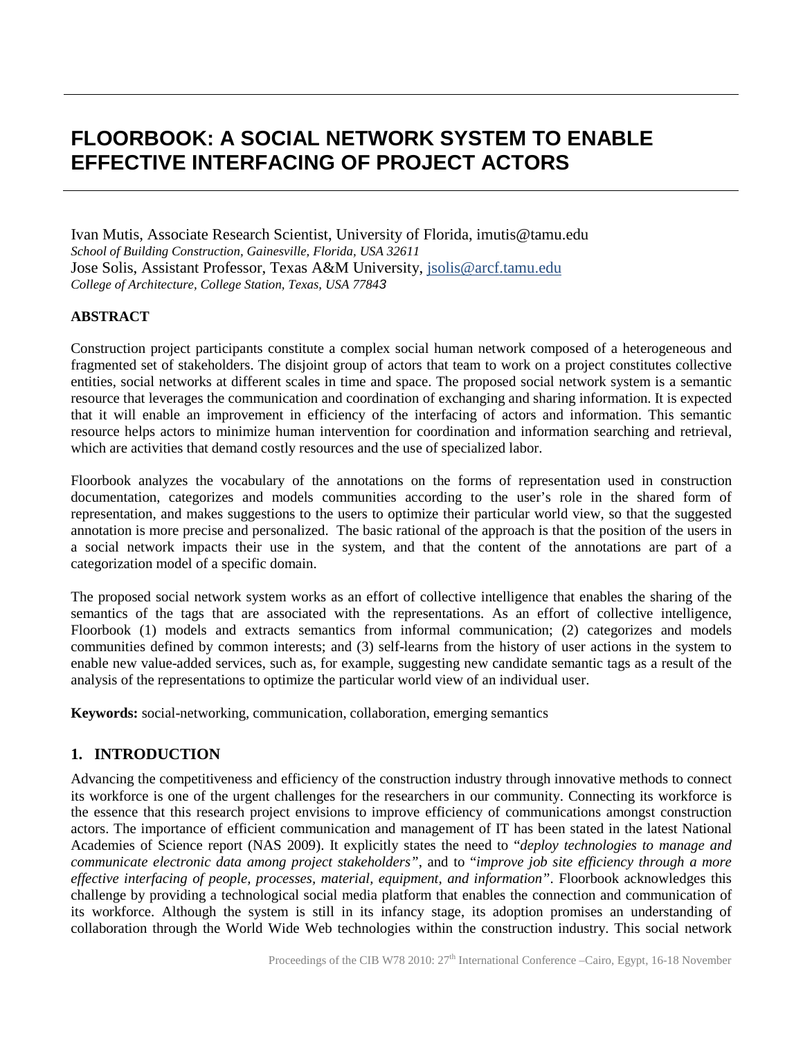# FLOORBOOK: A SOCIAL NETWORK SYSTEM TO ENABLE EFFECTIVE INTERFACING OF PROJECT ACTORS

Ivan Mutis, Associate Research Scientist, University of Florida, imutis@tamu.edu
*School of Building Construction, Gainesville, Florida, USA 32611*
Jose Solis, Assistant Professor, Texas A&M University, jsolis@arcf.tamu.edu
*College of Architecture, College Station, Texas, USA 77843*

**ABSTRACT**

Construction project participants constitute a complex social human network composed of a heterogeneous and fragmented set of stakeholders. The disjoint group of actors that team to work on a project constitutes collective entities, social networks at different scales in time and space. The proposed social network system is a semantic resource that leverages the communication and coordination of exchanging and sharing information. It is expected that it will enable an improvement in efficiency of the interfacing of actors and information. This semantic resource helps actors to minimize human intervention for coordination and information searching and retrieval, which are activities that demand costly resources and the use of specialized labor.

Floorbook analyzes the vocabulary of the annotations on the forms of representation used in construction documentation, categorizes and models communities according to the user's role in the shared form of representation, and makes suggestions to the users to optimize their particular world view, so that the suggested annotation is more precise and personalized. The basic rational of the approach is that the position of the users in a social network impacts their use in the system, and that the content of the annotations are part of a categorization model of a specific domain.

The proposed social network system works as an effort of collective intelligence that enables the sharing of the semantics of the tags that are associated with the representations. As an effort of collective intelligence, Floorbook (1) models and extracts semantics from informal communication; (2) categorizes and models communities defined by common interests; and (3) self-learns from the history of user actions in the system to enable new value-added services, such as, for example, suggesting new candidate semantic tags as a result of the analysis of the representations to optimize the particular world view of an individual user.

**Keywords:** social-networking, communication, collaboration, emerging semantics

## 1. INTRODUCTION

Advancing the competitiveness and efficiency of the construction industry through innovative methods to connect its workforce is one of the urgent challenges for the researchers in our community. Connecting its workforce is the essence that this research project envisions to improve efficiency of communications amongst construction actors. The importance of efficient communication and management of IT has been stated in the latest National Academies of Science report (NAS 2009). It explicitly states the need to "*deploy technologies to manage and communicate electronic data among project stakeholders*", and to "*improve job site efficiency through a more effective interfacing of people, processes, material, equipment, and information*". Floorbook acknowledges this challenge by providing a technological social media platform that enables the connection and communication of its workforce. Although the system is still in its infancy stage, its adoption promises an understanding of collaboration through the World Wide Web technologies within the construction industry. This social network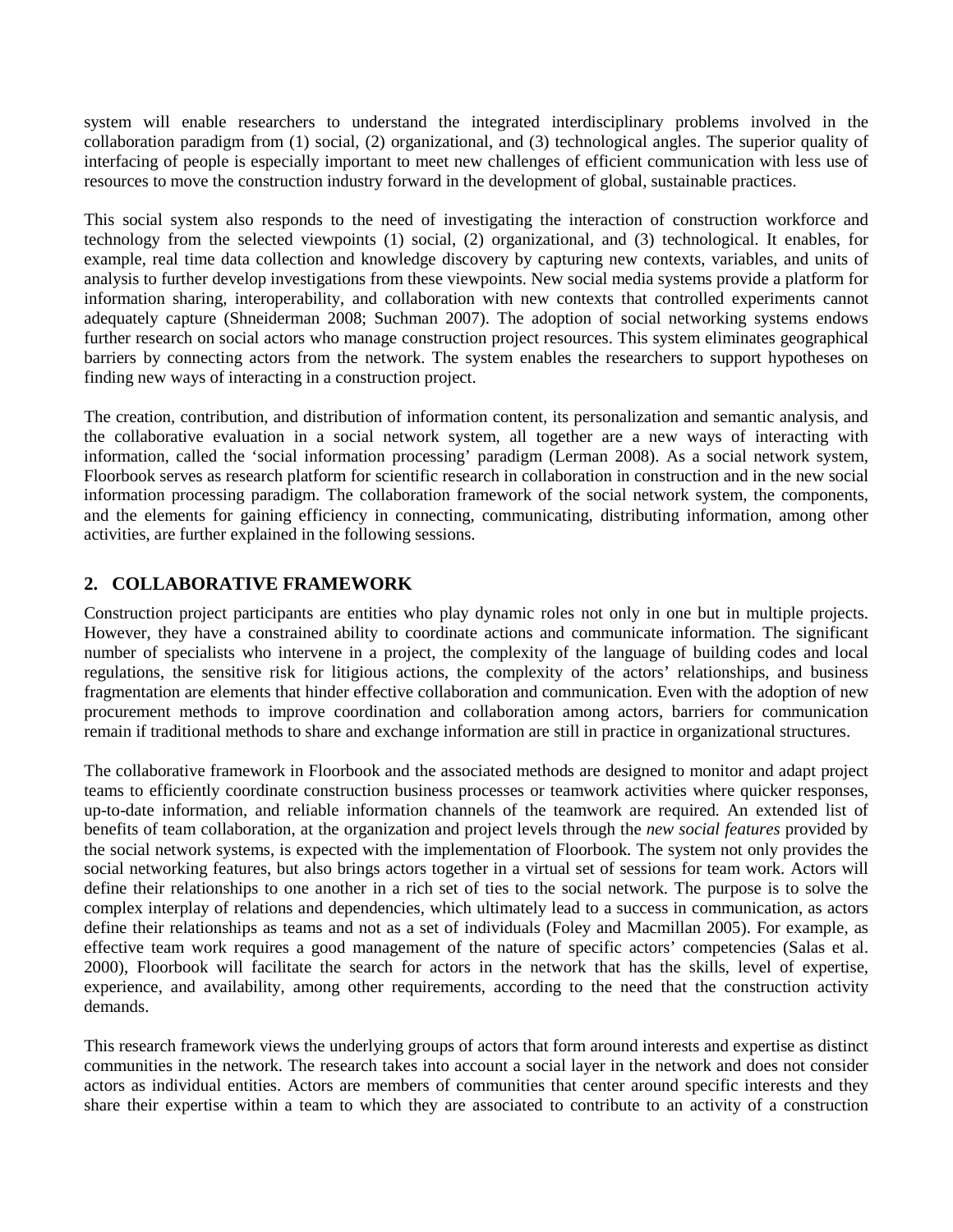system will enable researchers to understand the integrated interdisciplinary problems involved in the collaboration paradigm from (1) social, (2) organizational, and (3) technological angles. The superior quality of interfacing of people is especially important to meet new challenges of efficient communication with less use of resources to move the construction industry forward in the development of global, sustainable practices.

This social system also responds to the need of investigating the interaction of construction workforce and technology from the selected viewpoints (1) social, (2) organizational, and (3) technological. It enables, for example, real time data collection and knowledge discovery by capturing new contexts, variables, and units of analysis to further develop investigations from these viewpoints. New social media systems provide a platform for information sharing, interoperability, and collaboration with new contexts that controlled experiments cannot adequately capture (Shneiderman 2008; Suchman 2007). The adoption of social networking systems endows further research on social actors who manage construction project resources. This system eliminates geographical barriers by connecting actors from the network. The system enables the researchers to support hypotheses on finding new ways of interacting in a construction project.

The creation, contribution, and distribution of information content, its personalization and semantic analysis, and the collaborative evaluation in a social network system, all together are a new ways of interacting with information, called the 'social information processing' paradigm (Lerman 2008). As a social network system, Floorbook serves as research platform for scientific research in collaboration in construction and in the new social information processing paradigm. The collaboration framework of the social network system, the components, and the elements for gaining efficiency in connecting, communicating, distributing information, among other activities, are further explained in the following sessions.

## 2. COLLABORATIVE FRAMEWORK

Construction project participants are entities who play dynamic roles not only in one but in multiple projects. However, they have a constrained ability to coordinate actions and communicate information. The significant number of specialists who intervene in a project, the complexity of the language of building codes and local regulations, the sensitive risk for litigious actions, the complexity of the actors' relationships, and business fragmentation are elements that hinder effective collaboration and communication. Even with the adoption of new procurement methods to improve coordination and collaboration among actors, barriers for communication remain if traditional methods to share and exchange information are still in practice in organizational structures.

The collaborative framework in Floorbook and the associated methods are designed to monitor and adapt project teams to efficiently coordinate construction business processes or teamwork activities where quicker responses, up-to-date information, and reliable information channels of the teamwork are required. An extended list of benefits of team collaboration, at the organization and project levels through the *new social features* provided by the social network systems, is expected with the implementation of Floorbook. The system not only provides the social networking features, but also brings actors together in a virtual set of sessions for team work. Actors will define their relationships to one another in a rich set of ties to the social network. The purpose is to solve the complex interplay of relations and dependencies, which ultimately lead to a success in communication, as actors define their relationships as teams and not as a set of individuals (Foley and Macmillan 2005). For example, as effective team work requires a good management of the nature of specific actors' competencies (Salas et al. 2000), Floorbook will facilitate the search for actors in the network that has the skills, level of expertise, experience, and availability, among other requirements, according to the need that the construction activity demands.

This research framework views the underlying groups of actors that form around interests and expertise as distinct communities in the network. The research takes into account a social layer in the network and does not consider actors as individual entities. Actors are members of communities that center around specific interests and they share their expertise within a team to which they are associated to contribute to an activity of a construction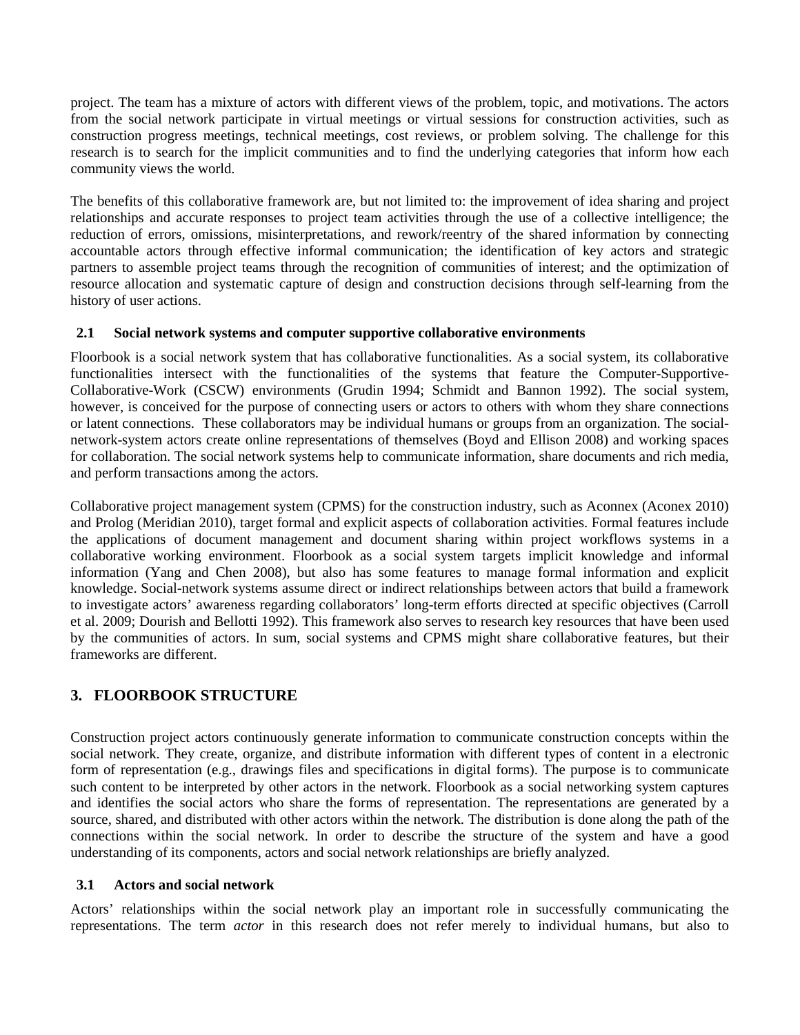project. The team has a mixture of actors with different views of the problem, topic, and motivations. The actors from the social network participate in virtual meetings or virtual sessions for construction activities, such as construction progress meetings, technical meetings, cost reviews, or problem solving. The challenge for this research is to search for the implicit communities and to find the underlying categories that inform how each community views the world.

The benefits of this collaborative framework are, but not limited to: the improvement of idea sharing and project relationships and accurate responses to project team activities through the use of a collective intelligence; the reduction of errors, omissions, misinterpretations, and rework/reentry of the shared information by connecting accountable actors through effective informal communication; the identification of key actors and strategic partners to assemble project teams through the recognition of communities of interest; and the optimization of resource allocation and systematic capture of design and construction decisions through self-learning from the history of user actions.

### 2.1 Social network systems and computer supportive collaborative environments

Floorbook is a social network system that has collaborative functionalities. As a social system, its collaborative functionalities intersect with the functionalities of the systems that feature the Computer-Supportive-Collaborative-Work (CSCW) environments (Grudin 1994; Schmidt and Bannon 1992). The social system, however, is conceived for the purpose of connecting users or actors to others with whom they share connections or latent connections. These collaborators may be individual humans or groups from an organization. The social-network-system actors create online representations of themselves (Boyd and Ellison 2008) and working spaces for collaboration. The social network systems help to communicate information, share documents and rich media, and perform transactions among the actors.

Collaborative project management system (CPMS) for the construction industry, such as Aconnex (Aconex 2010) and Prolog (Meridian 2010), target formal and explicit aspects of collaboration activities. Formal features include the applications of document management and document sharing within project workflows systems in a collaborative working environment. Floorbook as a social system targets implicit knowledge and informal information (Yang and Chen 2008), but also has some features to manage formal information and explicit knowledge. Social-network systems assume direct or indirect relationships between actors that build a framework to investigate actors' awareness regarding collaborators' long-term efforts directed at specific objectives (Carroll et al. 2009; Dourish and Bellotti 1992). This framework also serves to research key resources that have been used by the communities of actors. In sum, social systems and CPMS might share collaborative features, but their frameworks are different.

## 3. FLOORBOOK STRUCTURE

Construction project actors continuously generate information to communicate construction concepts within the social network. They create, organize, and distribute information with different types of content in a electronic form of representation (e.g., drawings files and specifications in digital forms). The purpose is to communicate such content to be interpreted by other actors in the network. Floorbook as a social networking system captures and identifies the social actors who share the forms of representation. The representations are generated by a source, shared, and distributed with other actors within the network. The distribution is done along the path of the connections within the social network. In order to describe the structure of the system and have a good understanding of its components, actors and social network relationships are briefly analyzed.

### 3.1 Actors and social network

Actors' relationships within the social network play an important role in successfully communicating the representations. The term *actor* in this research does not refer merely to individual humans, but also to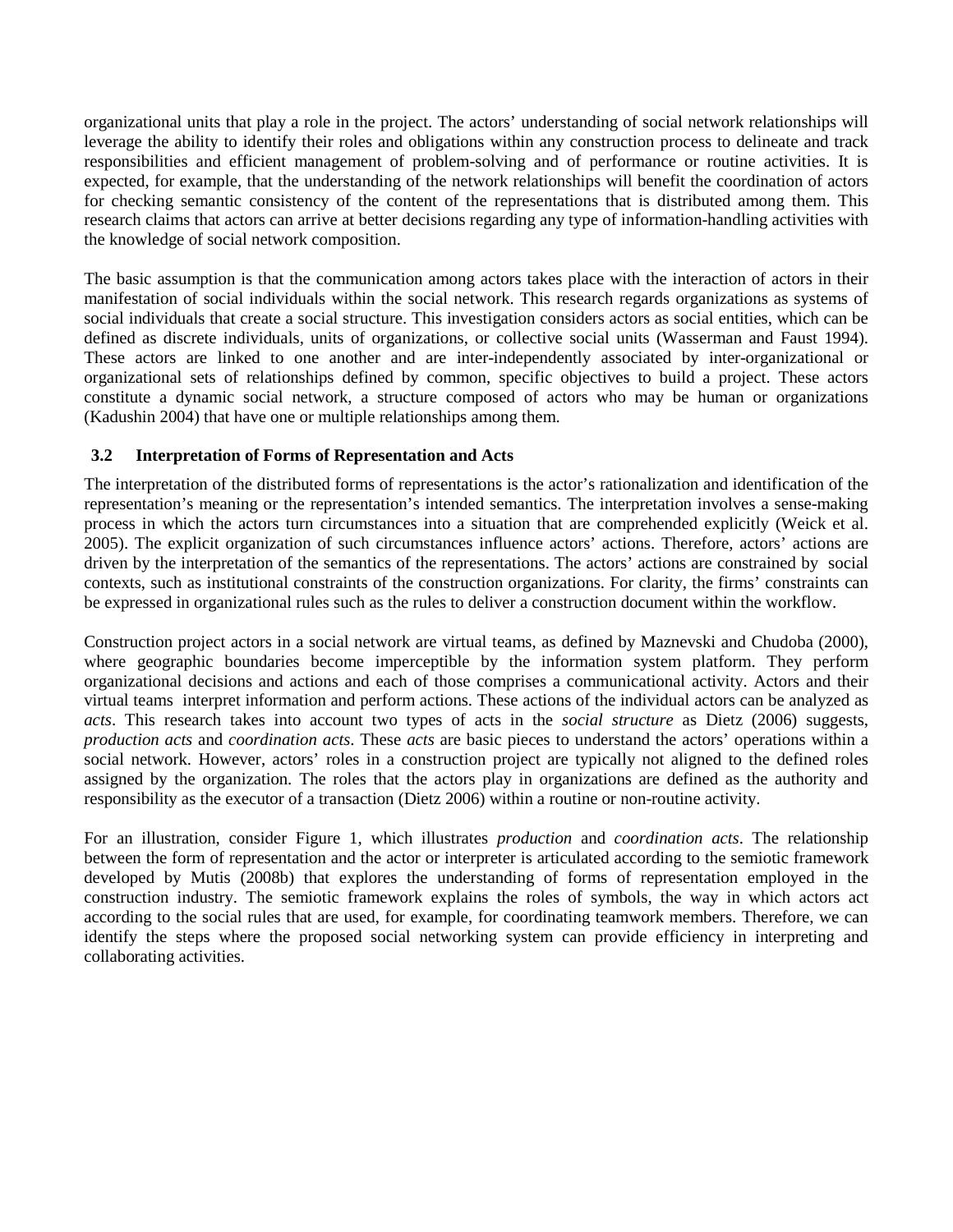organizational units that play a role in the project. The actors' understanding of social network relationships will leverage the ability to identify their roles and obligations within any construction process to delineate and track responsibilities and efficient management of problem-solving and of performance or routine activities. It is expected, for example, that the understanding of the network relationships will benefit the coordination of actors for checking semantic consistency of the content of the representations that is distributed among them. This research claims that actors can arrive at better decisions regarding any type of information-handling activities with the knowledge of social network composition.

The basic assumption is that the communication among actors takes place with the interaction of actors in their manifestation of social individuals within the social network. This research regards organizations as systems of social individuals that create a social structure. This investigation considers actors as social entities, which can be defined as discrete individuals, units of organizations, or collective social units (Wasserman and Faust 1994). These actors are linked to one another and are inter-independently associated by inter-organizational or organizational sets of relationships defined by common, specific objectives to build a project. These actors constitute a dynamic social network, a structure composed of actors who may be human or organizations (Kadushin 2004) that have one or multiple relationships among them.

### 3.2 Interpretation of Forms of Representation and Acts

The interpretation of the distributed forms of representations is the actor's rationalization and identification of the representation's meaning or the representation's intended semantics. The interpretation involves a sense-making process in which the actors turn circumstances into a situation that are comprehended explicitly (Weick et al. 2005). The explicit organization of such circumstances influence actors' actions. Therefore, actors' actions are driven by the interpretation of the semantics of the representations. The actors' actions are constrained by social contexts, such as institutional constraints of the construction organizations. For clarity, the firms' constraints can be expressed in organizational rules such as the rules to deliver a construction document within the workflow.

Construction project actors in a social network are virtual teams, as defined by Maznevski and Chudoba (2000), where geographic boundaries become imperceptible by the information system platform. They perform organizational decisions and actions and each of those comprises a communicational activity. Actors and their virtual teams interpret information and perform actions. These actions of the individual actors can be analyzed as *acts*. This research takes into account two types of acts in the *social structure* as Dietz (2006) suggests, *production acts* and *coordination acts*. These *acts* are basic pieces to understand the actors' operations within a social network. However, actors' roles in a construction project are typically not aligned to the defined roles assigned by the organization. The roles that the actors play in organizations are defined as the authority and responsibility as the executor of a transaction (Dietz 2006) within a routine or non-routine activity.

For an illustration, consider Figure 1, which illustrates *production* and *coordination acts*. The relationship between the form of representation and the actor or interpreter is articulated according to the semiotic framework developed by Mutis (2008b) that explores the understanding of forms of representation employed in the construction industry. The semiotic framework explains the roles of symbols, the way in which actors act according to the social rules that are used, for example, for coordinating teamwork members. Therefore, we can identify the steps where the proposed social networking system can provide efficiency in interpreting and collaborating activities.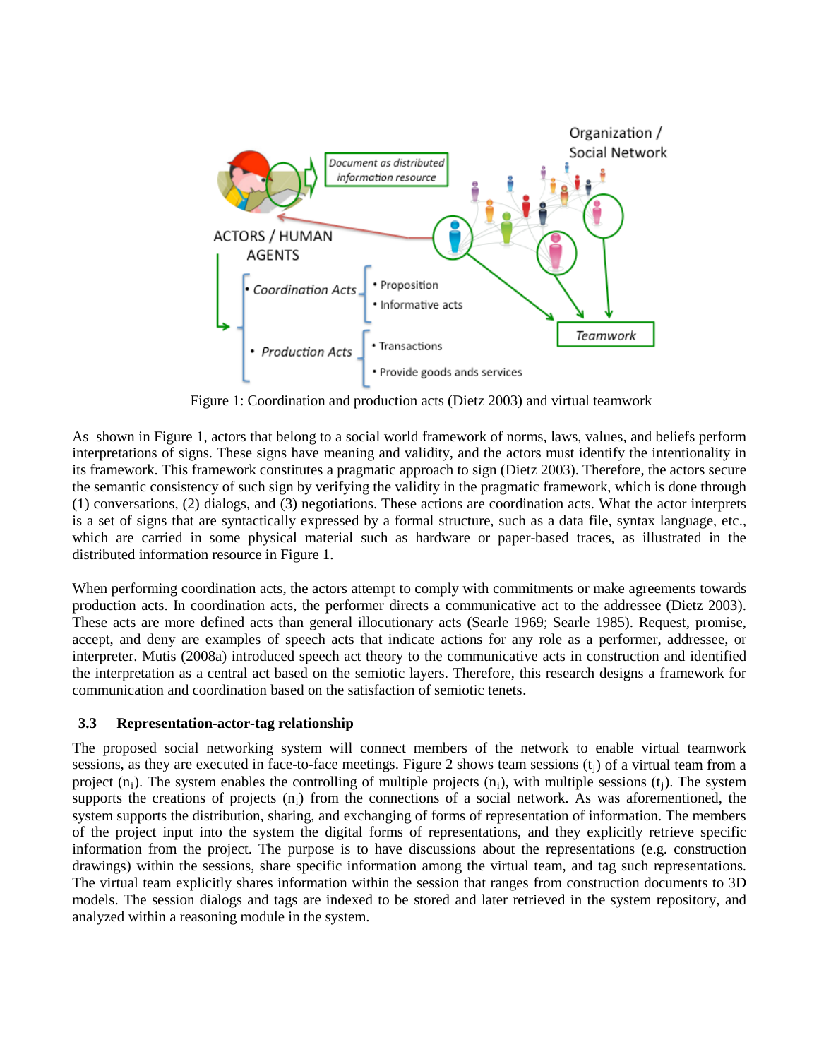Figure 1: Coordination and production acts (Dietz 2003) and virtual teamwork

As shown in Figure 1, actors that belong to a social world framework of norms, laws, values, and beliefs perform interpretations of signs. These signs have meaning and validity, and the actors must identify the intentionality in its framework. This framework constitutes a pragmatic approach to sign (Dietz 2003). Therefore, the actors secure the semantic consistency of such sign by verifying the validity in the pragmatic framework, which is done through (1) conversations, (2) dialogs, and (3) negotiations. These actions are coordination acts. What the actor interprets is a set of signs that are syntactically expressed by a formal structure, such as a data file, syntax language, etc., which are carried in some physical material such as hardware or paper-based traces, as illustrated in the distributed information resource in Figure 1.

When performing coordination acts, the actors attempt to comply with commitments or make agreements towards production acts. In coordination acts, the performer directs a communicative act to the addressee (Dietz 2003). These acts are more defined acts than general illocutionary acts (Searle 1969; Searle 1985). Request, promise, accept, and deny are examples of speech acts that indicate actions for any role as a performer, addressee, or interpreter. Mutis (2008a) introduced speech act theory to the communicative acts in construction and identified the interpretation as a central act based on the semiotic layers. Therefore, this research designs a framework for communication and coordination based on the satisfaction of semiotic tenets.

### 3.3 Representation-actor-tag relationship

The proposed social networking system will connect members of the network to enable virtual teamwork sessions, as they are executed in face-to-face meetings. Figure 2 shows team sessions ($t_j$) of a virtual team from a project ($n_i$). The system enables the controlling of multiple projects ($n_i$), with multiple sessions ($t_j$). The system supports the creations of projects ($n_i$) from the connections of a social network. As was aforementioned, the system supports the distribution, sharing, and exchanging of forms of representation of information. The members of the project input into the system the digital forms of representations, and they explicitly retrieve specific information from the project. The purpose is to have discussions about the representations (e.g. construction drawings) within the sessions, share specific information among the virtual team, and tag such representations. The virtual team explicitly shares information within the session that ranges from construction documents to 3D models. The session dialogs and tags are indexed to be stored and later retrieved in the system repository, and analyzed within a reasoning module in the system.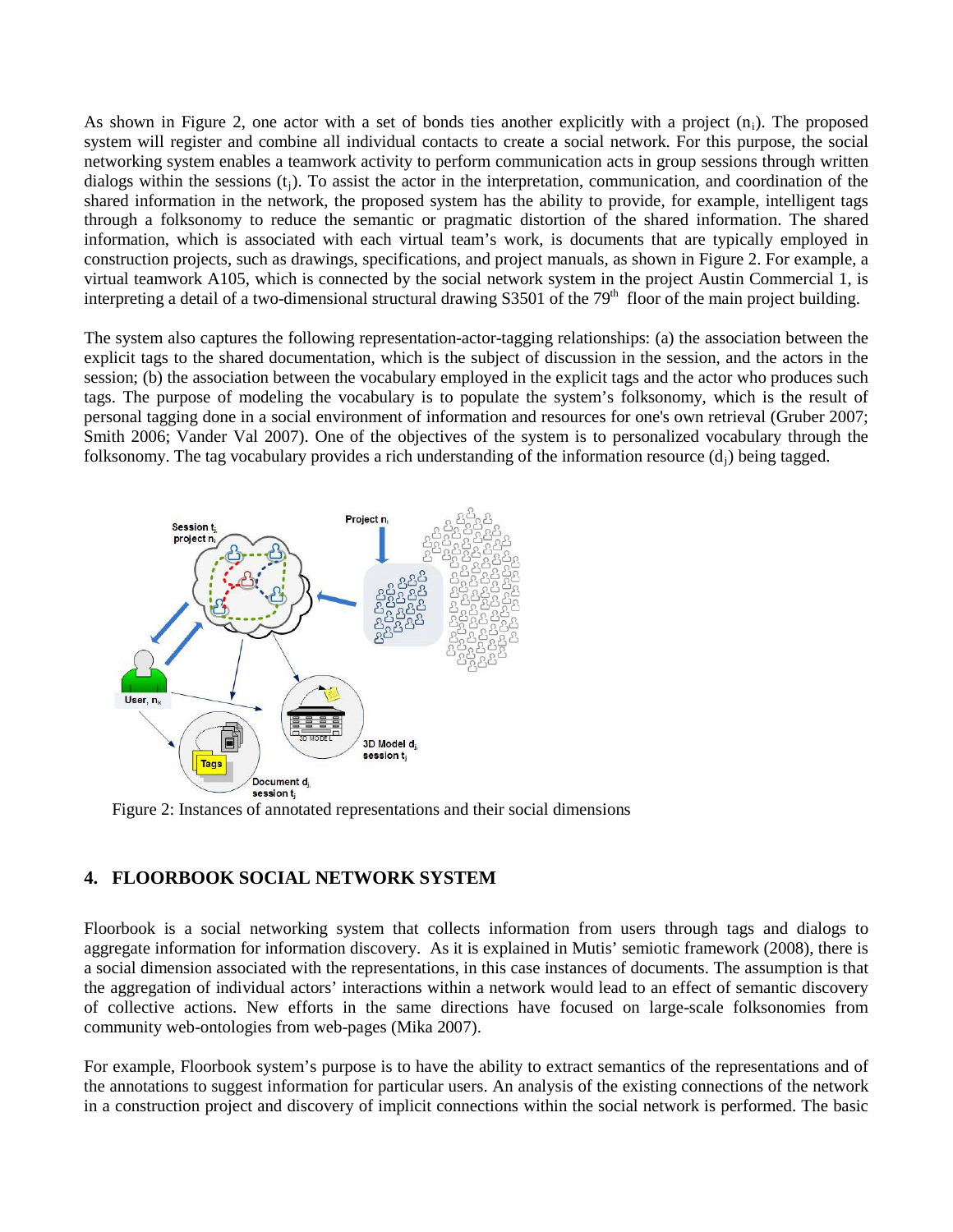As shown in Figure 2, one actor with a set of bonds ties another explicitly with a project ($n_i$). The proposed system will register and combine all individual contacts to create a social network. For this purpose, the social networking system enables a teamwork activity to perform communication acts in group sessions through written dialogs within the sessions ($t_j$). To assist the actor in the interpretation, communication, and coordination of the shared information in the network, the proposed system has the ability to provide, for example, intelligent tags through a folksonomy to reduce the semantic or pragmatic distortion of the shared information. The shared information, which is associated with each virtual team's work, is documents that are typically employed in construction projects, such as drawings, specifications, and project manuals, as shown in Figure 2. For example, a virtual teamwork A105, which is connected by the social network system in the project Austin Commercial 1, is interpreting a detail of a two-dimensional structural drawing S3501 of the 79th floor of the main project building.

The system also captures the following representation-actor-tagging relationships: (a) the association between the explicit tags to the shared documentation, which is the subject of discussion in the session, and the actors in the session; (b) the association between the vocabulary employed in the explicit tags and the actor who produces such tags. The purpose of modeling the vocabulary is to populate the system's folksonomy, which is the result of personal tagging done in a social environment of information and resources for one's own retrieval (Gruber 2007; Smith 2006; Vander Val 2007). One of the objectives of the system is to personalized vocabulary through the folksonomy. The tag vocabulary provides a rich understanding of the information resource ($d_j$) being tagged.

Figure 2: Instances of annotated representations and their social dimensions

## 4. FLOORBOOK SOCIAL NETWORK SYSTEM

Floorbook is a social networking system that collects information from users through tags and dialogs to aggregate information for information discovery. As it is explained in Mutis' semiotic framework (2008), there is a social dimension associated with the representations, in this case instances of documents. The assumption is that the aggregation of individual actors' interactions within a network would lead to an effect of semantic discovery of collective actions. New efforts in the same directions have focused on large-scale folksonomies from community web-ontologies from web-pages (Mika 2007).

For example, Floorbook system's purpose is to have the ability to extract semantics of the representations and of the annotations to suggest information for particular users. An analysis of the existing connections of the network in a construction project and discovery of implicit connections within the social network is performed. The basic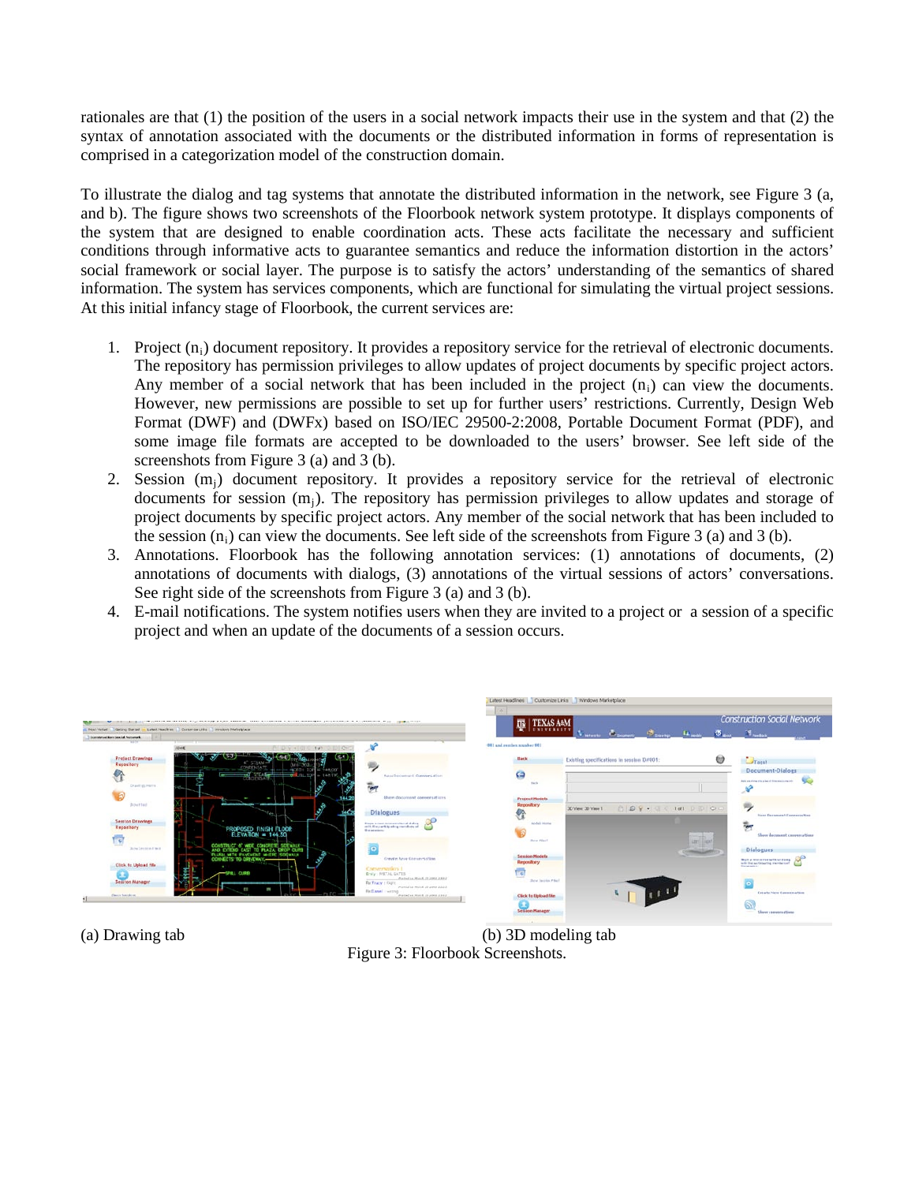rationales are that (1) the position of the users in a social network impacts their use in the system and that (2) the syntax of annotation associated with the documents or the distributed information in forms of representation is comprised in a categorization model of the construction domain.

To illustrate the dialog and tag systems that annotate the distributed information in the network, see Figure 3 (a, and b). The figure shows two screenshots of the Floorbook network system prototype. It displays components of the system that are designed to enable coordination acts. These acts facilitate the necessary and sufficient conditions through informative acts to guarantee semantics and reduce the information distortion in the actors' social framework or social layer. The purpose is to satisfy the actors' understanding of the semantics of shared information. The system has services components, which are functional for simulating the virtual project sessions. At this initial infancy stage of Floorbook, the current services are:

1. Project ($n_i$) document repository. It provides a repository service for the retrieval of electronic documents. The repository has permission privileges to allow updates of project documents by specific project actors. Any member of a social network that has been included in the project ($n_i$) can view the documents. However, new permissions are possible to set up for further users' restrictions. Currently, Design Web Format (DWF) and (DWFx) based on ISO/IEC 29500-2:2008, Portable Document Format (PDF), and some image file formats are accepted to be downloaded to the users' browser. See left side of the screenshots from Figure 3 (a) and 3 (b).
2. Session ($m_j$) document repository. It provides a repository service for the retrieval of electronic documents for session ($m_j$). The repository has permission privileges to allow updates and storage of project documents by specific project actors. Any member of the social network that has been included to the session ($n_i$) can view the documents. See left side of the screenshots from Figure 3 (a) and 3 (b).
3. Annotations. Floorbook has the following annotation services: (1) annotations of documents, (2) annotations of documents with dialogs, (3) annotations of the virtual sessions of actors' conversations. See right side of the screenshots from Figure 3 (a) and 3 (b).
4. E-mail notifications. The system notifies users when they are invited to a project or a session of a specific project and when an update of the documents of a session occurs.

(a) Drawing tab (b) 3D modeling tab

Figure 3: Floorbook Screenshots.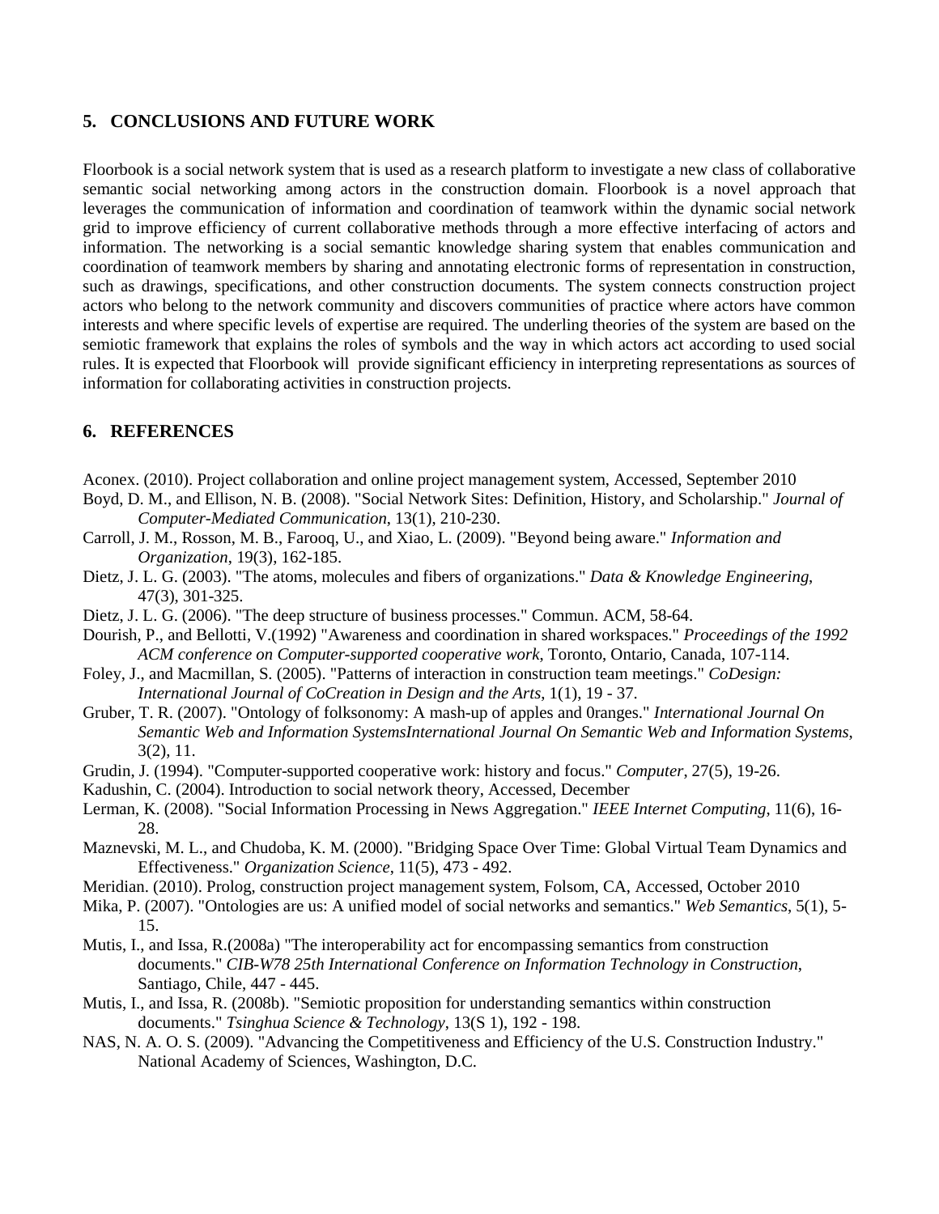## 5. CONCLUSIONS AND FUTURE WORK

Floorbook is a social network system that is used as a research platform to investigate a new class of collaborative semantic social networking among actors in the construction domain. Floorbook is a novel approach that leverages the communication of information and coordination of teamwork within the dynamic social network grid to improve efficiency of current collaborative methods through a more effective interfacing of actors and information. The networking is a social semantic knowledge sharing system that enables communication and coordination of teamwork members by sharing and annotating electronic forms of representation in construction, such as drawings, specifications, and other construction documents. The system connects construction project actors who belong to the network community and discovers communities of practice where actors have common interests and where specific levels of expertise are required. The underling theories of the system are based on the semiotic framework that explains the roles of symbols and the way in which actors act according to used social rules. It is expected that Floorbook will provide significant efficiency in interpreting representations as sources of information for collaborating activities in construction projects.

## 6. REFERENCES

Aconex. (2010). Project collaboration and online project management system, Accessed, September 2010

Boyd, D. M., and Ellison, N. B. (2008). "Social Network Sites: Definition, History, and Scholarship." *Journal of Computer-Mediated Communication*, 13(1), 210-230.

Carroll, J. M., Rosson, M. B., Farooq, U., and Xiao, L. (2009). "Beyond being aware." *Information and Organization*, 19(3), 162-185.

Dietz, J. L. G. (2003). "The atoms, molecules and fibers of organizations." *Data & Knowledge Engineering*, 47(3), 301-325.

Dietz, J. L. G. (2006). "The deep structure of business processes." Commun. ACM, 58-64.

Dourish, P., and Bellotti, V.(1992) "Awareness and coordination in shared workspaces." *Proceedings of the 1992 ACM conference on Computer-supported cooperative work*, Toronto, Ontario, Canada, 107-114.

Foley, J., and Macmillan, S. (2005). "Patterns of interaction in construction team meetings." *CoDesign: International Journal of CoCreation in Design and the Arts*, 1(1), 19 - 37.

Gruber, T. R. (2007). "Ontology of folksonomy: A mash-up of apples and 0ranges." *International Journal On Semantic Web and Information SystemsInternational Journal On Semantic Web and Information Systems*, 3(2), 11.

Grudin, J. (1994). "Computer-supported cooperative work: history and focus." *Computer*, 27(5), 19-26.

Kadushin, C. (2004). Introduction to social network theory, Accessed, December

Lerman, K. (2008). "Social Information Processing in News Aggregation." *IEEE Internet Computing*, 11(6), 16-28.

Maznevski, M. L., and Chudoba, K. M. (2000). "Bridging Space Over Time: Global Virtual Team Dynamics and Effectiveness." *Organization Science*, 11(5), 473 - 492.

Meridian. (2010). Prolog, construction project management system, Folsom, CA, Accessed, October 2010

Mika, P. (2007). "Ontologies are us: A unified model of social networks and semantics." *Web Semantics*, 5(1), 5-15.

Mutis, I., and Issa, R.(2008a) "The interoperability act for encompassing semantics from construction documents." *CIB-W78 25th International Conference on Information Technology in Construction*, Santiago, Chile, 447 - 445.

Mutis, I., and Issa, R. (2008b). "Semiotic proposition for understanding semantics within construction documents." *Tsinghua Science & Technology*, 13(S 1), 192 - 198.

NAS, N. A. O. S. (2009). "Advancing the Competitiveness and Efficiency of the U.S. Construction Industry." National Academy of Sciences, Washington, D.C.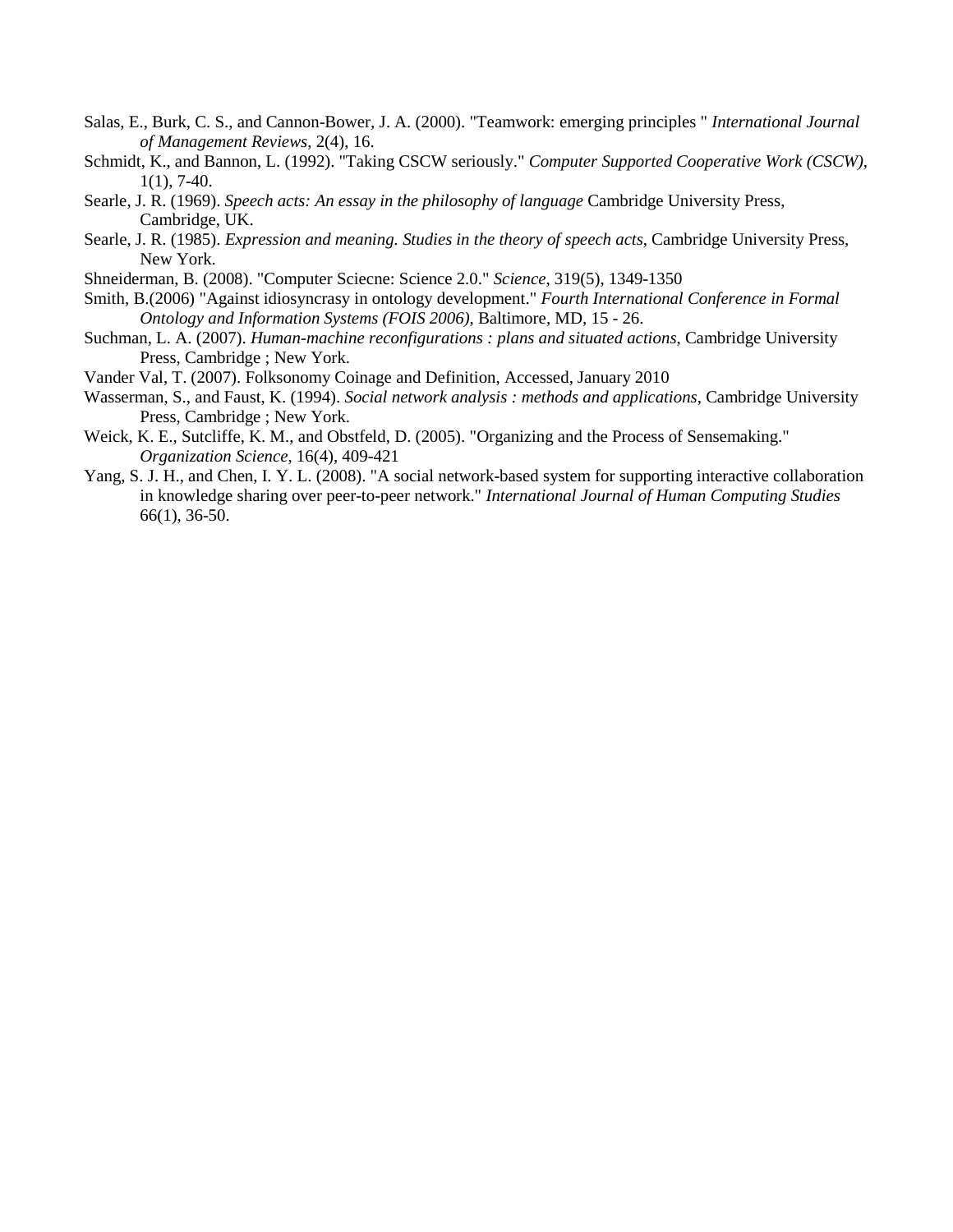Salas, E., Burk, C. S., and Cannon-Bower, J. A. (2000). "Teamwork: emerging principles " *International Journal of Management Reviews*, 2(4), 16.

Schmidt, K., and Bannon, L. (1992). "Taking CSCW seriously." *Computer Supported Cooperative Work (CSCW)*, 1(1), 7-40.

Searle, J. R. (1969). *Speech acts: An essay in the philosophy of language* Cambridge University Press, Cambridge, UK.

Searle, J. R. (1985). *Expression and meaning. Studies in the theory of speech acts*, Cambridge University Press, New York.

Shneiderman, B. (2008). "Computer Sciecne: Science 2.0." *Science*, 319(5), 1349-1350

Smith, B.(2006) "Against idiosyncrasy in ontology development." *Fourth International Conference in Formal Ontology and Information Systems (FOIS 2006)*, Baltimore, MD, 15 - 26.

Suchman, L. A. (2007). *Human-machine reconfigurations : plans and situated actions*, Cambridge University Press, Cambridge ; New York.

Vander Val, T. (2007). Folksonomy Coinage and Definition, Accessed, January 2010

Wasserman, S., and Faust, K. (1994). *Social network analysis : methods and applications*, Cambridge University Press, Cambridge ; New York.

Weick, K. E., Sutcliffe, K. M., and Obstfeld, D. (2005). "Organizing and the Process of Sensemaking." *Organization Science*, 16(4), 409-421

Yang, S. J. H., and Chen, I. Y. L. (2008). "A social network-based system for supporting interactive collaboration in knowledge sharing over peer-to-peer network." *International Journal of Human Computing Studies* 66(1), 36-50.